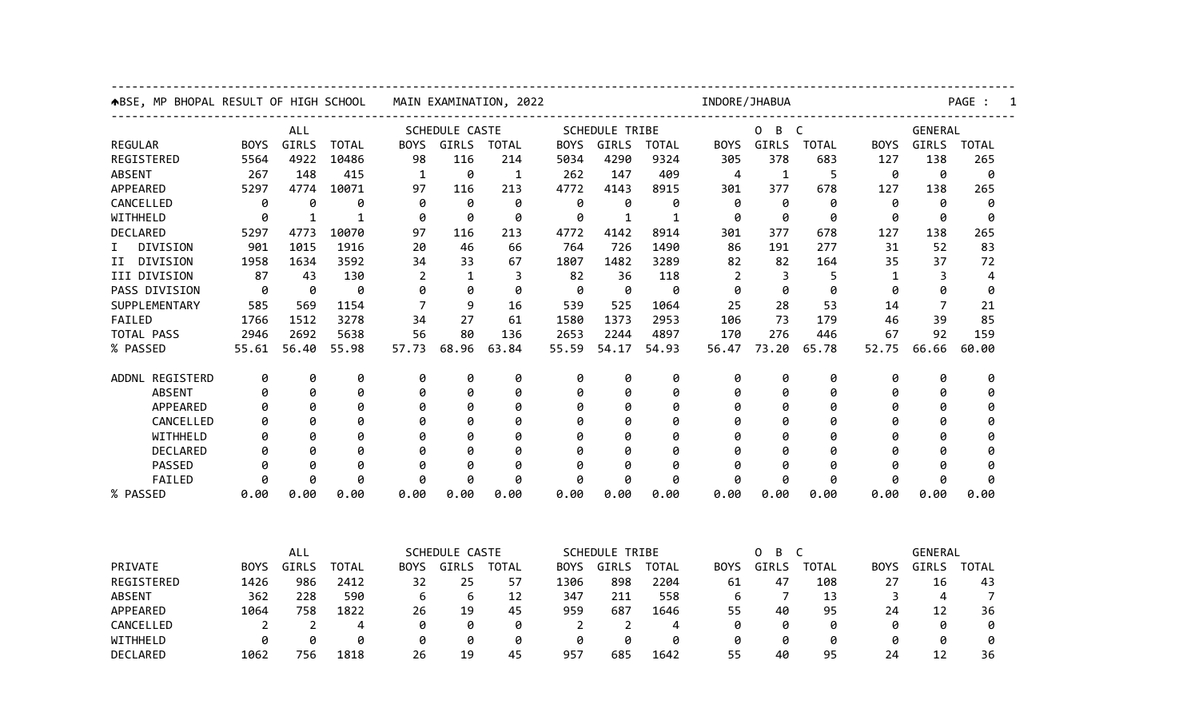BSE, MP BHOPAL RESULT OF HIGH SCHOOL MAIN EXAMINATION, 2022 INDORE/JHABUA

| REGULAR | ALL | | | SCHEDULE CASTE | | | SCHEDULE TRIBE | | | O B C | | | GENERAL | | |
|---|---|---|---|---|---|---|---|---|---|---|---|---|---|---|---|
| | BOYS | GIRLS | TOTAL | BOYS | GIRLS | TOTAL | BOYS | GIRLS | TOTAL | BOYS | GIRLS | TOTAL | BOYS | GIRLS | TOTAL |
| REGISTERED | 5564 | 4922 | 10486 | 98 | 116 | 214 | 5034 | 4290 | 9324 | 305 | 378 | 683 | 127 | 138 | 265 |
| ABSENT | 267 | 148 | 415 | 1 | 0 | 1 | 262 | 147 | 409 | 4 | 1 | 5 | 0 | 0 | 0 |
| APPEARED | 5297 | 4774 | 10071 | 97 | 116 | 213 | 4772 | 4143 | 8915 | 301 | 377 | 678 | 127 | 138 | 265 |
| CANCELLED | 0 | 0 | 0 | 0 | 0 | 0 | 0 | 0 | 0 | 0 | 0 | 0 | 0 | 0 | 0 |
| WITHHELD | 0 | 1 | 1 | 0 | 0 | 0 | 0 | 1 | 1 | 0 | 0 | 0 | 0 | 0 | 0 |
| DECLARED | 5297 | 4773 | 10070 | 97 | 116 | 213 | 4772 | 4142 | 8914 | 301 | 377 | 678 | 127 | 138 | 265 |
| I DIVISION | 901 | 1015 | 1916 | 20 | 46 | 66 | 764 | 726 | 1490 | 86 | 191 | 277 | 31 | 52 | 83 |
| II DIVISION | 1958 | 1634 | 3592 | 34 | 33 | 67 | 1807 | 1482 | 3289 | 82 | 82 | 164 | 35 | 37 | 72 |
| III DIVISION | 87 | 43 | 130 | 2 | 1 | 3 | 82 | 36 | 118 | 2 | 3 | 5 | 1 | 3 | 4 |
| PASS DIVISION | 0 | 0 | 0 | 0 | 0 | 0 | 0 | 0 | 0 | 0 | 0 | 0 | 0 | 0 | 0 |
| SUPPLEMENTARY | 585 | 569 | 1154 | 7 | 9 | 16 | 539 | 525 | 1064 | 25 | 28 | 53 | 14 | 7 | 21 |
| FAILED | 1766 | 1512 | 3278 | 34 | 27 | 61 | 1580 | 1373 | 2953 | 106 | 73 | 179 | 46 | 39 | 85 |
| TOTAL PASS | 2946 | 2692 | 5638 | 56 | 80 | 136 | 2653 | 2244 | 4897 | 170 | 276 | 446 | 67 | 92 | 159 |
| % PASSED | 55.61 | 56.40 | 55.98 | 57.73 | 68.96 | 63.84 | 55.59 | 54.17 | 54.93 | 56.47 | 73.20 | 65.78 | 52.75 | 66.66 | 60.00 |
| ADDNL REGISTERD | 0 | 0 | 0 | 0 | 0 | 0 | 0 | 0 | 0 | 0 | 0 | 0 | 0 | 0 | 0 |
| ABSENT | 0 | 0 | 0 | 0 | 0 | 0 | 0 | 0 | 0 | 0 | 0 | 0 | 0 | 0 | 0 |
| APPEARED | 0 | 0 | 0 | 0 | 0 | 0 | 0 | 0 | 0 | 0 | 0 | 0 | 0 | 0 | 0 |
| CANCELLED | 0 | 0 | 0 | 0 | 0 | 0 | 0 | 0 | 0 | 0 | 0 | 0 | 0 | 0 | 0 |
| WITHHELD | 0 | 0 | 0 | 0 | 0 | 0 | 0 | 0 | 0 | 0 | 0 | 0 | 0 | 0 | 0 |
| DECLARED | 0 | 0 | 0 | 0 | 0 | 0 | 0 | 0 | 0 | 0 | 0 | 0 | 0 | 0 | 0 |
| PASSED | 0 | 0 | 0 | 0 | 0 | 0 | 0 | 0 | 0 | 0 | 0 | 0 | 0 | 0 | 0 |
| FAILED | 0 | 0 | 0 | 0 | 0 | 0 | 0 | 0 | 0 | 0 | 0 | 0 | 0 | 0 | 0 |
| % PASSED | 0.00 | 0.00 | 0.00 | 0.00 | 0.00 | 0.00 | 0.00 | 0.00 | 0.00 | 0.00 | 0.00 | 0.00 | 0.00 | 0.00 | 0.00 |

| PRIVATE | ALL | | | SCHEDULE CASTE | | | SCHEDULE TRIBE | | | O B C | | | GENERAL | | |
|---|---|---|---|---|---|---|---|---|---|---|---|---|---|---|---|
| | BOYS | GIRLS | TOTAL | BOYS | GIRLS | TOTAL | BOYS | GIRLS | TOTAL | BOYS | GIRLS | TOTAL | BOYS | GIRLS | TOTAL |
| REGISTERED | 1426 | 986 | 2412 | 32 | 25 | 57 | 1306 | 898 | 2204 | 61 | 47 | 108 | 27 | 16 | 43 |
| ABSENT | 362 | 228 | 590 | 6 | 6 | 12 | 347 | 211 | 558 | 6 | 7 | 13 | 3 | 4 | 7 |
| APPEARED | 1064 | 758 | 1822 | 26 | 19 | 45 | 959 | 687 | 1646 | 55 | 40 | 95 | 24 | 12 | 36 |
| CANCELLED | 2 | 2 | 4 | 0 | 0 | 0 | 2 | 2 | 4 | 0 | 0 | 0 | 0 | 0 | 0 |
| WITHHELD | 0 | 0 | 0 | 0 | 0 | 0 | 0 | 0 | 0 | 0 | 0 | 0 | 0 | 0 | 0 |
| DECLARED | 1062 | 756 | 1818 | 26 | 19 | 45 | 957 | 685 | 1642 | 55 | 40 | 95 | 24 | 12 | 36 |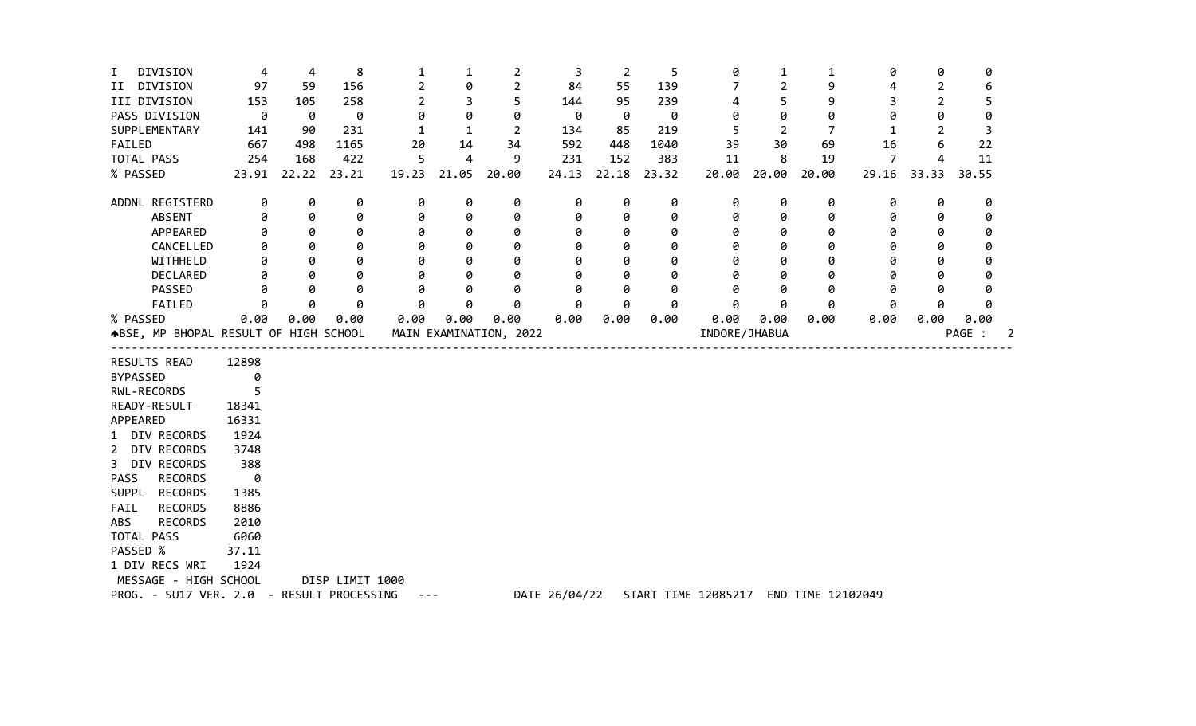| | | | | | | | | | | | | | | | |
|---|---|---|---|---|---|---|---|---|---|---|---|---|---|---|---|
| I DIVISION | 4 | 4 | 8 | 1 | 1 | 2 | 3 | 2 | 5 | 0 | 1 | 1 | 0 | 0 | 0 |
| II DIVISION | 97 | 59 | 156 | 2 | 0 | 2 | 84 | 55 | 139 | 7 | 2 | 9 | 4 | 2 | 6 |
| III DIVISION | 153 | 105 | 258 | 2 | 3 | 5 | 144 | 95 | 239 | 4 | 5 | 9 | 3 | 2 | 5 |
| PASS DIVISION | 0 | 0 | 0 | 0 | 0 | 0 | 0 | 0 | 0 | 0 | 0 | 0 | 0 | 0 | 0 |
| SUPPLEMENTARY | 141 | 90 | 231 | 1 | 1 | 2 | 134 | 85 | 219 | 5 | 2 | 7 | 1 | 2 | 3 |
| FAILED | 667 | 498 | 1165 | 20 | 14 | 34 | 592 | 448 | 1040 | 39 | 30 | 69 | 16 | 6 | 22 |
| TOTAL PASS | 254 | 168 | 422 | 5 | 4 | 9 | 231 | 152 | 383 | 11 | 8 | 19 | 7 | 4 | 11 |
| % PASSED | 23.91 | 22.22 | 23.21 | 19.23 | 21.05 | 20.00 | 24.13 | 22.18 | 23.32 | 20.00 | 20.00 | 20.00 | 29.16 | 33.33 | 30.55 |
| ADDNL REGISTERD | 0 | 0 | 0 | 0 | 0 | 0 | 0 | 0 | 0 | 0 | 0 | 0 | 0 | 0 | 0 |
| ABSENT | 0 | 0 | 0 | 0 | 0 | 0 | 0 | 0 | 0 | 0 | 0 | 0 | 0 | 0 | 0 |
| APPEARED | 0 | 0 | 0 | 0 | 0 | 0 | 0 | 0 | 0 | 0 | 0 | 0 | 0 | 0 | 0 |
| CANCELLED | 0 | 0 | 0 | 0 | 0 | 0 | 0 | 0 | 0 | 0 | 0 | 0 | 0 | 0 | 0 |
| WITHHELD | 0 | 0 | 0 | 0 | 0 | 0 | 0 | 0 | 0 | 0 | 0 | 0 | 0 | 0 | 0 |
| DECLARED | 0 | 0 | 0 | 0 | 0 | 0 | 0 | 0 | 0 | 0 | 0 | 0 | 0 | 0 | 0 |
| PASSED | 0 | 0 | 0 | 0 | 0 | 0 | 0 | 0 | 0 | 0 | 0 | 0 | 0 | 0 | 0 |
| FAILED | 0 | 0 | 0 | 0 | 0 | 0 | 0 | 0 | 0 | 0 | 0 | 0 | 0 | 0 | 0 |
| % PASSED | 0.00 | 0.00 | 0.00 | 0.00 | 0.00 | 0.00 | 0.00 | 0.00 | 0.00 | 0.00 | 0.00 | 0.00 | 0.00 | 0.00 | 0.00 |

BSE, MP BHOPAL RESULT OF HIGH SCHOOL MAIN EXAMINATION, 2022 INDORE/JHABUA

| | |
|---|---|
| RESULTS READ | 12898 |
| BYPASSED | 0 |
| RWL-RECORDS | 5 |
| READY-RESULT | 18341 |
| APPEARED | 16331 |
| 1 DIV RECORDS | 1924 |
| 2 DIV RECORDS | 3748 |
| 3 DIV RECORDS | 388 |
| PASS RECORDS | 0 |
| SUPPL RECORDS | 1385 |
| FAIL RECORDS | 8886 |
| ABS RECORDS | 2010 |
| TOTAL PASS | 6060 |
| PASSED % | 37.11 |
| 1 DIV RECS WRI | 1924 |

MESSAGE - HIGH SCHOOL DISP LIMIT 1000

PROG. - SU17 VER. 2.0 - RESULT PROCESSING --- DATE 26/04/22 START TIME 12085217 END TIME 12102049